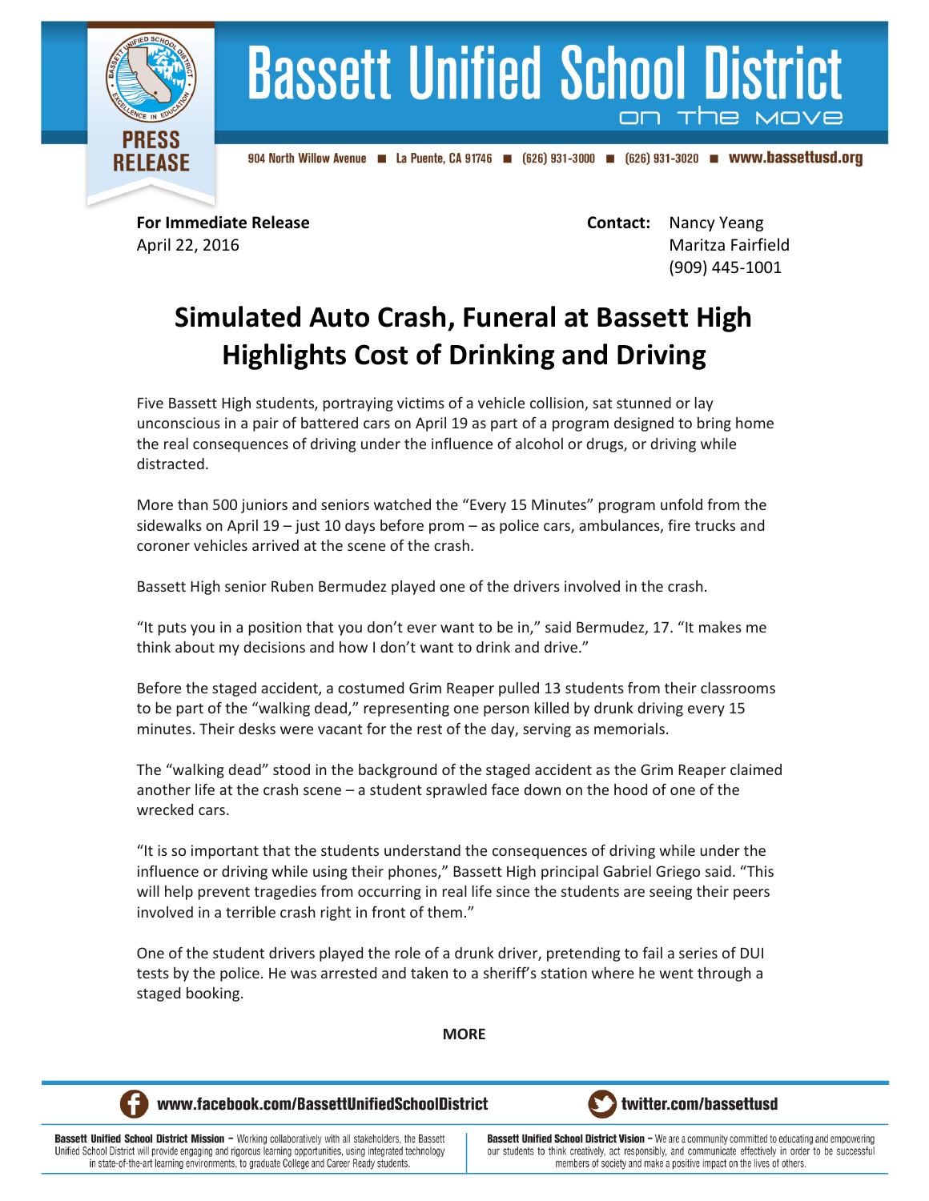# Bassett Unified School District

on the move

PRESS RELEASE

904 North Willow Avenue ■ La Puente, CA 91746 ■ (626) 931-3000 ■ (626) 931-3020 ■ www.bassettusd.org

**For Immediate Release**
April 22, 2016

**Contact:** Nancy Yeang
Maritza Fairfield
(909) 445-1001

## Simulated Auto Crash, Funeral at Bassett High Highlights Cost of Drinking and Driving

Five Bassett High students, portraying victims of a vehicle collision, sat stunned or lay unconscious in a pair of battered cars on April 19 as part of a program designed to bring home the real consequences of driving under the influence of alcohol or drugs, or driving while distracted.

More than 500 juniors and seniors watched the "Every 15 Minutes" program unfold from the sidewalks on April 19 – just 10 days before prom – as police cars, ambulances, fire trucks and coroner vehicles arrived at the scene of the crash.

Bassett High senior Ruben Bermudez played one of the drivers involved in the crash.

"It puts you in a position that you don't ever want to be in," said Bermudez, 17. "It makes me think about my decisions and how I don't want to drink and drive."

Before the staged accident, a costumed Grim Reaper pulled 13 students from their classrooms to be part of the "walking dead," representing one person killed by drunk driving every 15 minutes. Their desks were vacant for the rest of the day, serving as memorials.

The "walking dead" stood in the background of the staged accident as the Grim Reaper claimed another life at the crash scene – a student sprawled face down on the hood of one of the wrecked cars.

"It is so important that the students understand the consequences of driving while under the influence or driving while using their phones," Bassett High principal Gabriel Griego said. "This will help prevent tragedies from occurring in real life since the students are seeing their peers involved in a terrible crash right in front of them."

One of the student drivers played the role of a drunk driver, pretending to fail a series of DUI tests by the police. He was arrested and taken to a sheriff's station where he went through a staged booking.

**MORE**

www.facebook.com/BassettUnifiedSchoolDistrict twitter.com/bassettusd

**Bassett Unified School District Mission –** Working collaboratively with all stakeholders, the Bassett Unified School District will provide engaging and rigorous learning opportunities, using integrated technology in state-of-the-art learning environments, to graduate College and Career Ready students.

**Bassett Unified School District Vision –** We are a community committed to educating and empowering our students to think creatively, act responsibly, and communicate effectively in order to be successful members of society and make a positive impact on the lives of others.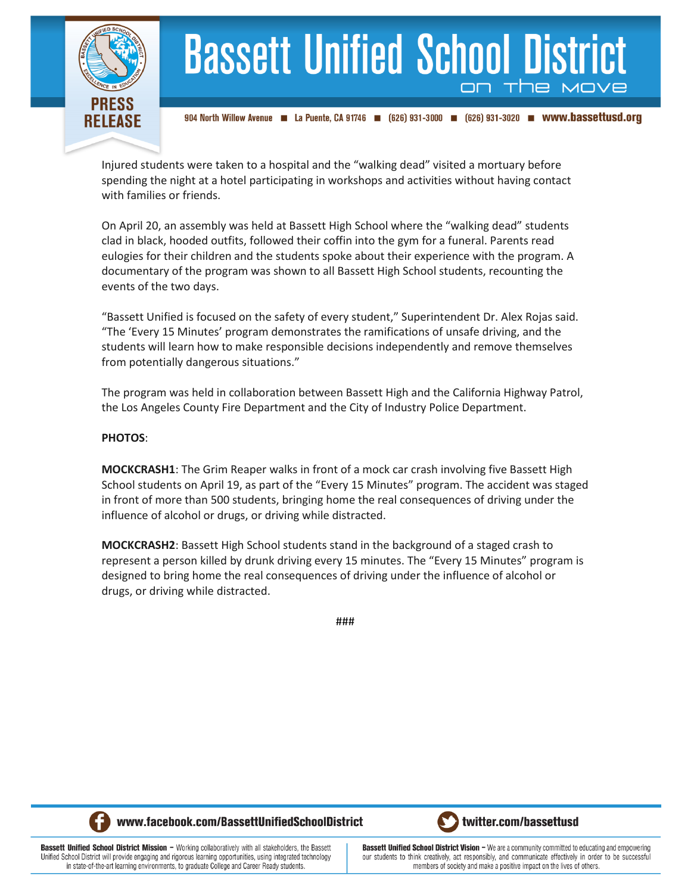Injured students were taken to a hospital and the "walking dead" visited a mortuary before spending the night at a hotel participating in workshops and activities without having contact with families or friends.

On April 20, an assembly was held at Bassett High School where the "walking dead" students clad in black, hooded outfits, followed their coffin into the gym for a funeral. Parents read eulogies for their children and the students spoke about their experience with the program. A documentary of the program was shown to all Bassett High School students, recounting the events of the two days.

"Bassett Unified is focused on the safety of every student," Superintendent Dr. Alex Rojas said. "The 'Every 15 Minutes' program demonstrates the ramifications of unsafe driving, and the students will learn how to make responsible decisions independently and remove themselves from potentially dangerous situations."

The program was held in collaboration between Bassett High and the California Highway Patrol, the Los Angeles County Fire Department and the City of Industry Police Department.

**PHOTOS**:

**MOCKCRASH1**: The Grim Reaper walks in front of a mock car crash involving five Bassett High School students on April 19, as part of the "Every 15 Minutes" program. The accident was staged in front of more than 500 students, bringing home the real consequences of driving under the influence of alcohol or drugs, or driving while distracted.

**MOCKCRASH2**: Bassett High School students stand in the background of a staged crash to represent a person killed by drunk driving every 15 minutes. The "Every 15 Minutes" program is designed to bring home the real consequences of driving under the influence of alcohol or drugs, or driving while distracted.

###